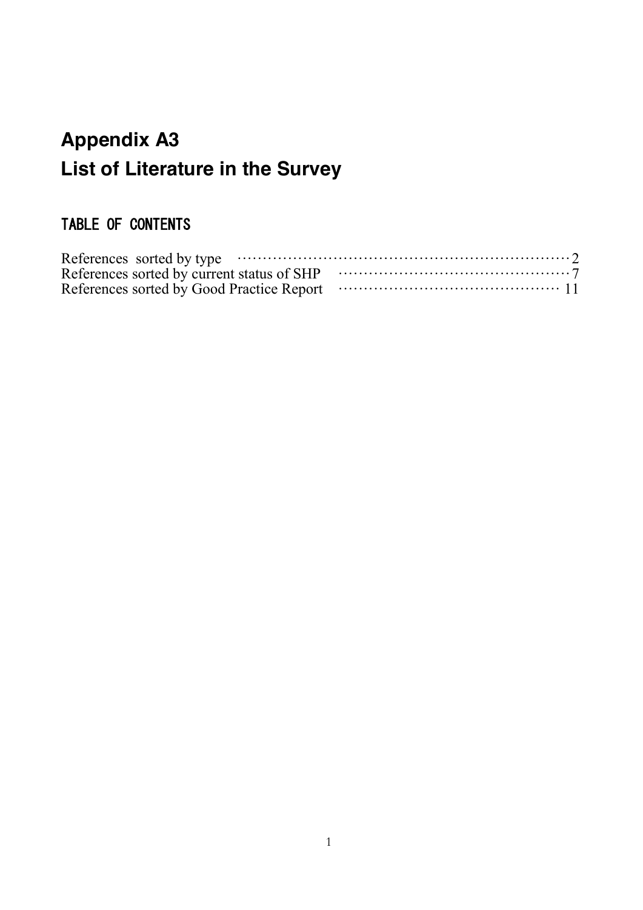# Appendix A3
# List of Literature in the Survey

## TABLE OF CONTENTS

References sorted by type ……………………………………………………………2
References sorted by current status of SHP ………………………………………7
References sorted by Good Practice Report …………………………………… 11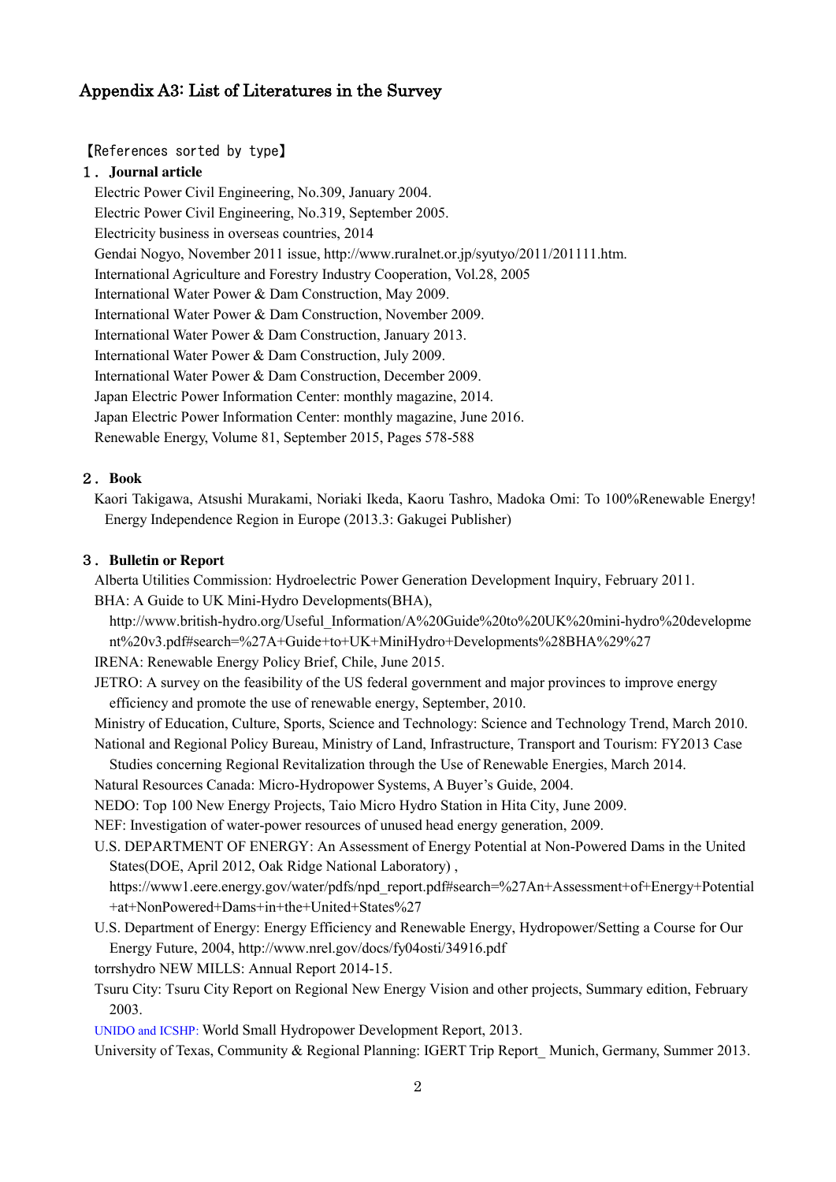# Appendix A3: List of Literatures in the Survey

【References sorted by type】

## １．Journal article

Electric Power Civil Engineering, No.309, January 2004.

Electric Power Civil Engineering, No.319, September 2005.

Electricity business in overseas countries, 2014

Gendai Nogyo, November 2011 issue, http://www.ruralnet.or.jp/syutyo/2011/201111.htm.

International Agriculture and Forestry Industry Cooperation, Vol.28, 2005

International Water Power & Dam Construction, May 2009.

International Water Power & Dam Construction, November 2009.

International Water Power & Dam Construction, January 2013.

International Water Power & Dam Construction, July 2009.

International Water Power & Dam Construction, December 2009.

Japan Electric Power Information Center: monthly magazine, 2014.

Japan Electric Power Information Center: monthly magazine, June 2016.

Renewable Energy, Volume 81, September 2015, Pages 578-588

## ２．Book

Kaori Takigawa, Atsushi Murakami, Noriaki Ikeda, Kaoru Tashro, Madoka Omi: To 100%Renewable Energy! Energy Independence Region in Europe (2013.3: Gakugei Publisher)

## ３．Bulletin or Report

Alberta Utilities Commission: Hydroelectric Power Generation Development Inquiry, February 2011.

BHA: A Guide to UK Mini-Hydro Developments(BHA), http://www.british-hydro.org/Useful_Information/A%20Guide%20to%20UK%20mini-hydro%20development%20v3.pdf#search=%27A+Guide+to+UK+MiniHydro+Developments%28BHA%29%27

IRENA: Renewable Energy Policy Brief, Chile, June 2015.

JETRO: A survey on the feasibility of the US federal government and major provinces to improve energy efficiency and promote the use of renewable energy, September, 2010.

Ministry of Education, Culture, Sports, Science and Technology: Science and Technology Trend, March 2010.

National and Regional Policy Bureau, Ministry of Land, Infrastructure, Transport and Tourism: FY2013 Case Studies concerning Regional Revitalization through the Use of Renewable Energies, March 2014.

Natural Resources Canada: Micro-Hydropower Systems, A Buyer's Guide, 2004.

NEDO: Top 100 New Energy Projects, Taio Micro Hydro Station in Hita City, June 2009.

NEF: Investigation of water-power resources of unused head energy generation, 2009.

U.S. DEPARTMENT OF ENERGY: An Assessment of Energy Potential at Non-Powered Dams in the United States(DOE, April 2012, Oak Ridge National Laboratory) , https://www1.eere.energy.gov/water/pdfs/npd_report.pdf#search=%27An+Assessment+of+Energy+Potential+at+NonPowered+Dams+in+the+United+States%27

U.S. Department of Energy: Energy Efficiency and Renewable Energy, Hydropower/Setting a Course for Our Energy Future, 2004, http://www.nrel.gov/docs/fy04osti/34916.pdf

torrshydro NEW MILLS: Annual Report 2014-15.

Tsuru City: Tsuru City Report on Regional New Energy Vision and other projects, Summary edition, February 2003.

UNIDO and ICSHP: World Small Hydropower Development Report, 2013.

University of Texas, Community & Regional Planning: IGERT Trip Report_ Munich, Germany, Summer 2013.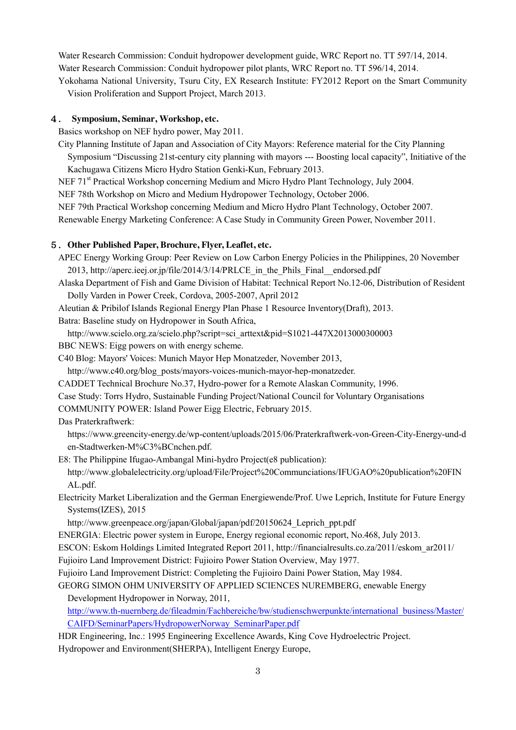Water Research Commission: Conduit hydropower development guide, WRC Report no. TT 597/14, 2014.

Water Research Commission: Conduit hydropower pilot plants, WRC Report no. TT 596/14, 2014.

Yokohama National University, Tsuru City, EX Research Institute: FY2012 Report on the Smart Community Vision Proliferation and Support Project, March 2013.

## ４． Symposium, Seminar, Workshop, etc.

Basics workshop on NEF hydro power, May 2011.

City Planning Institute of Japan and Association of City Mayors: Reference material for the City Planning Symposium "Discussing 21st-century city planning with mayors --- Boosting local capacity", Initiative of the Kachugawa Citizens Micro Hydro Station Genki-Kun, February 2013.

NEF 71st Practical Workshop concerning Medium and Micro Hydro Plant Technology, July 2004.

NEF 78th Workshop on Micro and Medium Hydropower Technology, October 2006.

NEF 79th Practical Workshop concerning Medium and Micro Hydro Plant Technology, October 2007.

Renewable Energy Marketing Conference: A Case Study in Community Green Power, November 2011.

## ５． Other Published Paper, Brochure, Flyer, Leaflet, etc.

APEC Energy Working Group: Peer Review on Low Carbon Energy Policies in the Philippines, 20 November 2013, http://aperc.ieej.or.jp/file/2014/3/14/PRLCE_in_the_Phils_Final__endorsed.pdf

Alaska Department of Fish and Game Division of Habitat: Technical Report No.12-06, Distribution of Resident Dolly Varden in Power Creek, Cordova, 2005-2007, April 2012

Aleutian & Pribilof Islands Regional Energy Plan Phase 1 Resource Inventory(Draft), 2013.

Batra: Baseline study on Hydropower in South Africa,
http://www.scielo.org.za/scielo.php?script=sci_arttext&pid=S1021-447X2013000300003

BBC NEWS: Eigg powers on with energy scheme.

C40 Blog: Mayors' Voices: Munich Mayor Hep Monatzeder, November 2013,
http://www.c40.org/blog_posts/mayors-voices-munich-mayor-hep-monatzeder.

CADDET Technical Brochure No.37, Hydro-power for a Remote Alaskan Community, 1996.

Case Study: Torrs Hydro, Sustainable Funding Project/National Council for Voluntary Organisations

COMMUNITY POWER: Island Power Eigg Electric, February 2015.

Das Praterkraftwerk:
https://www.greencity-energy.de/wp-content/uploads/2015/06/Praterkraftwerk-von-Green-City-Energy-und-den-Stadtwerken-M%C3%BCnchen.pdf.

E8: The Philippine Ifugao-Ambangal Mini-hydro Project(e8 publication):
http://www.globalelectricity.org/upload/File/Project%20Communciations/IFUGAO%20publication%20FINAL.pdf.

Electricity Market Liberalization and the German Energiewende/Prof. Uwe Leprich, Institute for Future Energy Systems(IZES), 2015
http://www.greenpeace.org/japan/Global/japan/pdf/20150624_Leprich_ppt.pdf

ENERGIA: Electric power system in Europe, Energy regional economic report, No.468, July 2013.

ESCON: Eskom Holdings Limited Integrated Report 2011, http://financialresults.co.za/2011/eskom_ar2011/

Fujioiro Land Improvement District: Fujioiro Power Station Overview, May 1977.

Fujioiro Land Improvement District: Completing the Fujioiro Daini Power Station, May 1984.

GEORG SIMON OHM UNIVERSITY OF APPLIED SCIENCES NUREMBERG, enewable Energy Development Hydropower in Norway, 2011,
http://www.th-nuernberg.de/fileadmin/Fachbereiche/bw/studienschwerpunkte/international_business/Master/CAIFD/SeminarPapers/HydropowerNorway_SeminarPaper.pdf

HDR Engineering, Inc.: 1995 Engineering Excellence Awards, King Cove Hydroelectric Project.

Hydropower and Environment(SHERPA), Intelligent Energy Europe,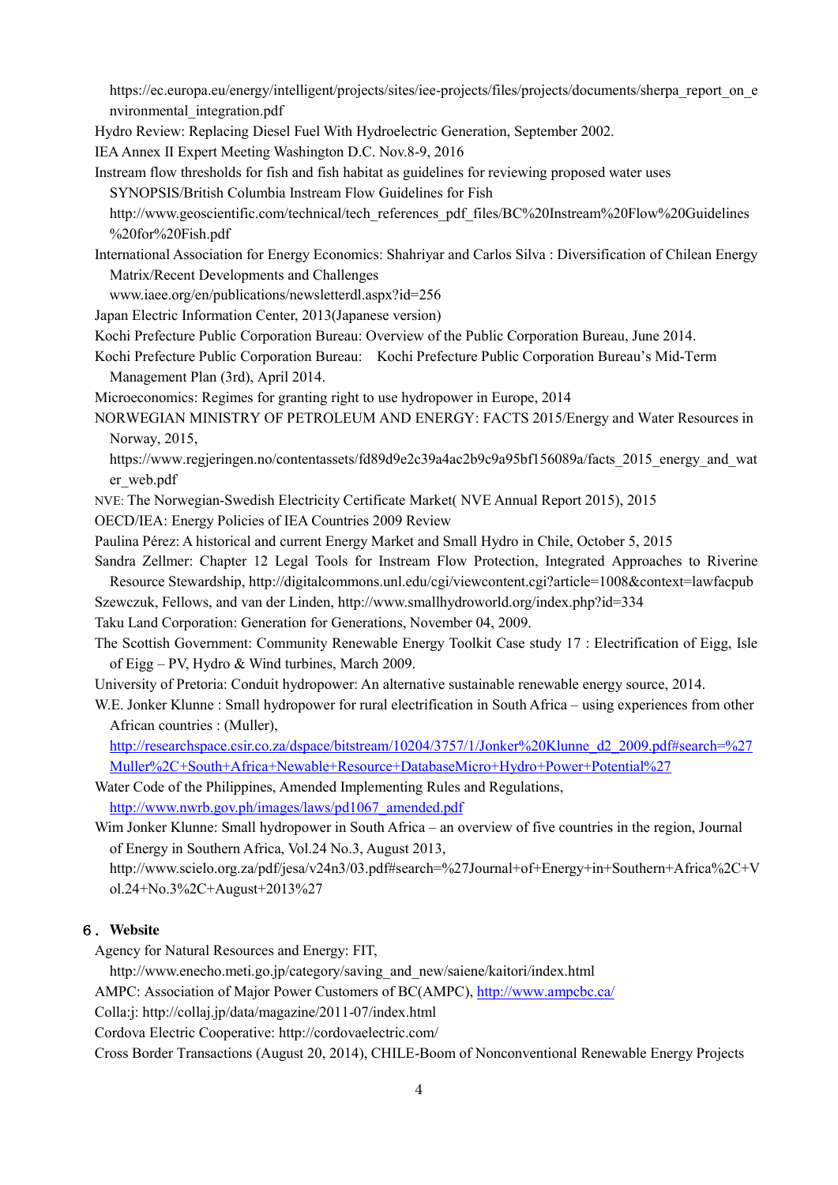https://ec.europa.eu/energy/intelligent/projects/sites/iee-projects/files/projects/documents/sherpa_report_on_environmental_integration.pdf

Hydro Review: Replacing Diesel Fuel With Hydroelectric Generation, September 2002.

IEA Annex II Expert Meeting Washington D.C. Nov.8-9, 2016

Instream flow thresholds for fish and fish habitat as guidelines for reviewing proposed water uses SYNOPSIS/British Columbia Instream Flow Guidelines for Fish
http://www.geoscientific.com/technical/tech_references_pdf_files/BC%20Instream%20Flow%20Guidelines%20for%20Fish.pdf

International Association for Energy Economics: Shahriyar and Carlos Silva : Diversification of Chilean Energy Matrix/Recent Developments and Challenges
www.iaee.org/en/publications/newsletterdl.aspx?id=256

Japan Electric Information Center, 2013(Japanese version)

Kochi Prefecture Public Corporation Bureau: Overview of the Public Corporation Bureau, June 2014.

Kochi Prefecture Public Corporation Bureau:　Kochi Prefecture Public Corporation Bureau's Mid-Term Management Plan (3rd), April 2014.

Microeconomics: Regimes for granting right to use hydropower in Europe, 2014

NORWEGIAN MINISTRY OF PETROLEUM AND ENERGY: FACTS 2015/Energy and Water Resources in Norway, 2015,
https://www.regjeringen.no/contentassets/fd89d9e2c39a4ac2b9c9a95bf156089a/facts_2015_energy_and_water_web.pdf

NVE: The Norwegian-Swedish Electricity Certificate Market( NVE Annual Report 2015), 2015

OECD/IEA: Energy Policies of IEA Countries 2009 Review

Paulina Pérez: A historical and current Energy Market and Small Hydro in Chile, October 5, 2015

Sandra Zellmer: Chapter 12 Legal Tools for Instream Flow Protection, Integrated Approaches to Riverine Resource Stewardship, http://digitalcommons.unl.edu/cgi/viewcontent.cgi?article=1008&context=lawfacpub

Szewczuk, Fellows, and van der Linden, http://www.smallhydroworld.org/index.php?id=334

Taku Land Corporation: Generation for Generations, November 04, 2009.

The Scottish Government: Community Renewable Energy Toolkit Case study 17 : Electrification of Eigg, Isle of Eigg – PV, Hydro & Wind turbines, March 2009.

University of Pretoria: Conduit hydropower: An alternative sustainable renewable energy source, 2014.

W.E. Jonker Klunne : Small hydropower for rural electrification in South Africa – using experiences from other African countries : (Muller),
http://researchspace.csir.co.za/dspace/bitstream/10204/3757/1/Jonker%20Klunne_d2_2009.pdf#search=%27Muller%2C+South+Africa+Newable+Resource+DatabaseMicro+Hydro+Power+Potential%27

Water Code of the Philippines, Amended Implementing Rules and Regulations,
http://www.nwrb.gov.ph/images/laws/pd1067_amended.pdf

Wim Jonker Klunne: Small hydropower in South Africa – an overview of five countries in the region, Journal of Energy in Southern Africa, Vol.24 No.3, August 2013,
http://www.scielo.org.za/pdf/jesa/v24n3/03.pdf#search=%27Journal+of+Energy+in+Southern+Africa%2C+Vol.24+No.3%2C+August+2013%27

## ６．Website

Agency for Natural Resources and Energy: FIT,
http://www.enecho.meti.go.jp/category/saving_and_new/saiene/kaitori/index.html

AMPC: Association of Major Power Customers of BC(AMPC), http://www.ampcbc.ca/

Colla:j: http://collaj.jp/data/magazine/2011-07/index.html

Cordova Electric Cooperative: http://cordovaelectric.com/

Cross Border Transactions (August 20, 2014), CHILE-Boom of Nonconventional Renewable Energy Projects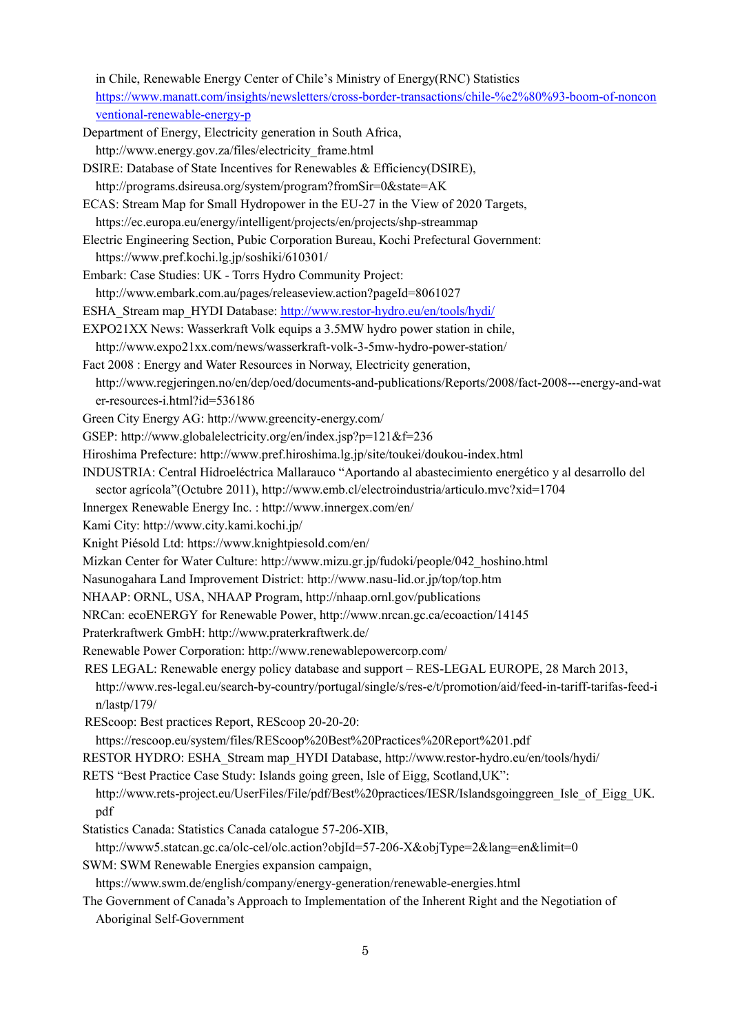in Chile, Renewable Energy Center of Chile's Ministry of Energy(RNC) Statistics
https://www.manatt.com/insights/newsletters/cross-border-transactions/chile-%e2%80%93-boom-of-nonconventional-renewable-energy-p

Department of Energy, Electricity generation in South Africa,
http://www.energy.gov.za/files/electricity_frame.html

DSIRE: Database of State Incentives for Renewables & Efficiency(DSIRE),
http://programs.dsireusa.org/system/program?fromSir=0&state=AK

ECAS: Stream Map for Small Hydropower in the EU-27 in the View of 2020 Targets,
https://ec.europa.eu/energy/intelligent/projects/en/projects/shp-streammap

Electric Engineering Section, Pubic Corporation Bureau, Kochi Prefectural Government:
https://www.pref.kochi.lg.jp/soshiki/610301/

Embark: Case Studies: UK - Torrs Hydro Community Project:
http://www.embark.com.au/pages/releaseview.action?pageId=8061027

ESHA_Stream map_HYDI Database: http://www.restor-hydro.eu/en/tools/hydi/

EXPO21XX News: Wasserkraft Volk equips a 3.5MW hydro power station in chile,
http://www.expo21xx.com/news/wasserkraft-volk-3-5mw-hydro-power-station/

Fact 2008 : Energy and Water Resources in Norway, Electricity generation,
http://www.regjeringen.no/en/dep/oed/documents-and-publications/Reports/2008/fact-2008---energy-and-water-resources-i.html?id=536186

Green City Energy AG: http://www.greencity-energy.com/

GSEP: http://www.globalelectricity.org/en/index.jsp?p=121&f=236

Hiroshima Prefecture: http://www.pref.hiroshima.lg.jp/site/toukei/doukou-index.html

INDUSTRIA: Central Hidroeléctrica Mallarauco "Aportando al abastecimiento energético y al desarrollo del sector agrícola"(Octubre 2011), http://www.emb.cl/electroindustria/articulo.mvc?xid=1704

Innergex Renewable Energy Inc. : http://www.innergex.com/en/

Kami City: http://www.city.kami.kochi.jp/

Knight Piésold Ltd: https://www.knightpiesold.com/en/

Mizkan Center for Water Culture: http://www.mizu.gr.jp/fudoki/people/042_hoshino.html

Nasunogahara Land Improvement District: http://www.nasu-lid.or.jp/top/top.htm

NHAAP: ORNL, USA, NHAAP Program, http://nhaap.ornl.gov/publications

NRCan: ecoENERGY for Renewable Power, http://www.nrcan.gc.ca/ecoaction/14145

Praterkraftwerk GmbH: http://www.praterkraftwerk.de/

Renewable Power Corporation: http://www.renewablepowercorp.com/

RES LEGAL: Renewable energy policy database and support – RES-LEGAL EUROPE, 28 March 2013,
http://www.res-legal.eu/search-by-country/portugal/single/s/res-e/t/promotion/aid/feed-in-tariff-tarifas-feed-in/lastp/179/

REScoop: Best practices Report, REScoop 20-20-20:
https://rescoop.eu/system/files/REScoop%20Best%20Practices%20Report%201.pdf

RESTOR HYDRO: ESHA_Stream map_HYDI Database, http://www.restor-hydro.eu/en/tools/hydi/

RETS "Best Practice Case Study: Islands going green, Isle of Eigg, Scotland,UK":
http://www.rets-project.eu/UserFiles/File/pdf/Best%20practices/IESR/Islandsgoinggreen_Isle_of_Eigg_UK.pdf

Statistics Canada: Statistics Canada catalogue 57-206-XIB,
http://www5.statcan.gc.ca/olc-cel/olc.action?objId=57-206-X&objType=2&lang=en&limit=0

SWM: SWM Renewable Energies expansion campaign,
https://www.swm.de/english/company/energy-generation/renewable-energies.html

The Government of Canada's Approach to Implementation of the Inherent Right and the Negotiation of Aboriginal Self-Government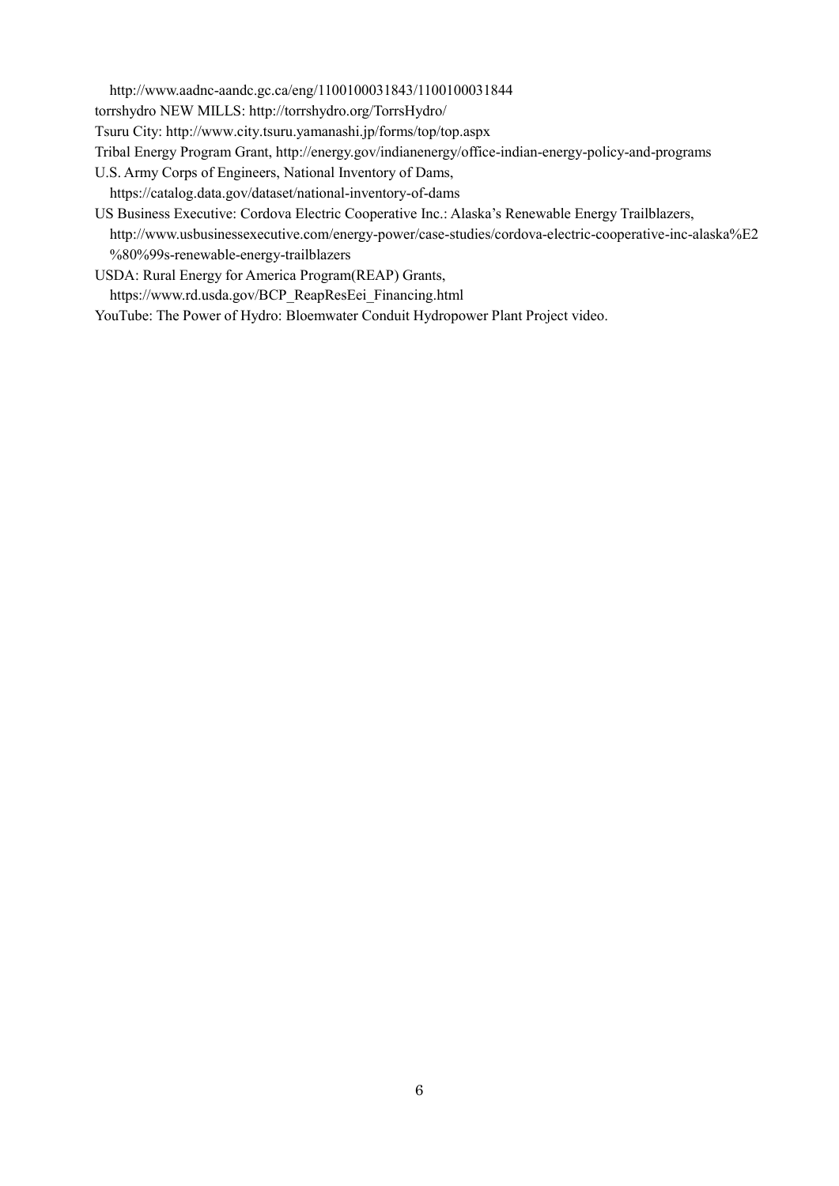http://www.aadnc-aandc.gc.ca/eng/1100100031843/1100100031844

torrshydro NEW MILLS: http://torrshydro.org/TorrsHydro/

Tsuru City: http://www.city.tsuru.yamanashi.jp/forms/top/top.aspx

Tribal Energy Program Grant, http://energy.gov/indianenergy/office-indian-energy-policy-and-programs

U.S. Army Corps of Engineers, National Inventory of Dams, https://catalog.data.gov/dataset/national-inventory-of-dams

US Business Executive: Cordova Electric Cooperative Inc.: Alaska's Renewable Energy Trailblazers, http://www.usbusinessexecutive.com/energy-power/case-studies/cordova-electric-cooperative-inc-alaska%E2%80%99s-renewable-energy-trailblazers

USDA: Rural Energy for America Program(REAP) Grants, https://www.rd.usda.gov/BCP_ReapResEei_Financing.html

YouTube: The Power of Hydro: Bloemwater Conduit Hydropower Plant Project video.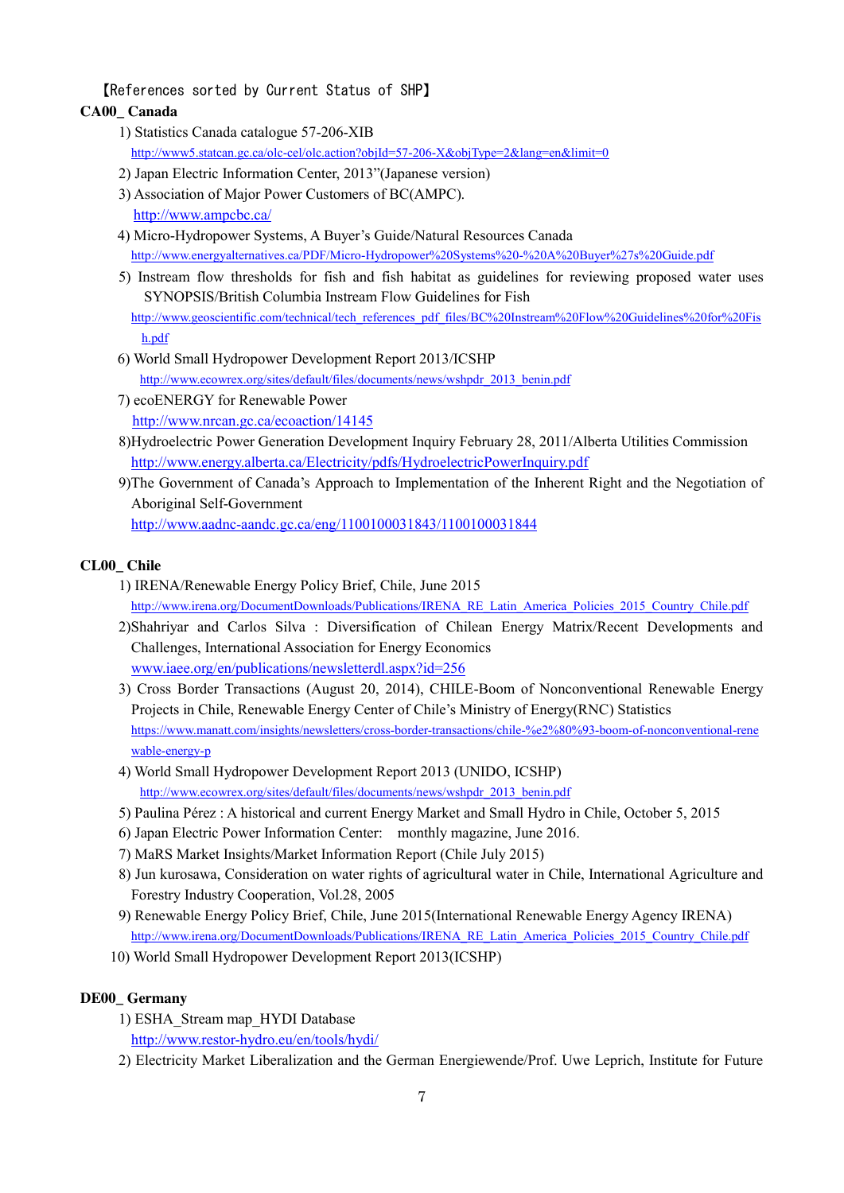【References sorted by Current Status of SHP】

**CA00_ Canada**

1) Statistics Canada catalogue 57-206-XIB
http://www5.statcan.gc.ca/olc-cel/olc.action?objId=57-206-X&objType=2&lang=en&limit=0
2) Japan Electric Information Center, 2013"(Japanese version)
3) Association of Major Power Customers of BC(AMPC).
http://www.ampcbc.ca/
4) Micro-Hydropower Systems, A Buyer's Guide/Natural Resources Canada
http://www.energyalternatives.ca/PDF/Micro-Hydropower%20Systems%20-%20A%20Buyer%27s%20Guide.pdf
5) Instream flow thresholds for fish and fish habitat as guidelines for reviewing proposed water uses SYNOPSIS/British Columbia Instream Flow Guidelines for Fish
http://www.geoscientific.com/technical/tech_references_pdf_files/BC%20Instream%20Flow%20Guidelines%20for%20Fish.pdf
6) World Small Hydropower Development Report 2013/ICSHP
http://www.ecowrex.org/sites/default/files/documents/news/wshpdr_2013_benin.pdf
7) ecoENERGY for Renewable Power
http://www.nrcan.gc.ca/ecoaction/14145
8)Hydroelectric Power Generation Development Inquiry February 28, 2011/Alberta Utilities Commission
http://www.energy.alberta.ca/Electricity/pdfs/HydroelectricPowerInquiry.pdf
9)The Government of Canada's Approach to Implementation of the Inherent Right and the Negotiation of Aboriginal Self-Government
http://www.aadnc-aandc.gc.ca/eng/1100100031843/1100100031844

**CL00_ Chile**

1) IRENA/Renewable Energy Policy Brief, Chile, June 2015
http://www.irena.org/DocumentDownloads/Publications/IRENA_RE_Latin_America_Policies_2015_Country_Chile.pdf
2)Shahriyar and Carlos Silva : Diversification of Chilean Energy Matrix/Recent Developments and Challenges, International Association for Energy Economics
www.iaee.org/en/publications/newsletterdl.aspx?id=256
3) Cross Border Transactions (August 20, 2014), CHILE-Boom of Nonconventional Renewable Energy Projects in Chile, Renewable Energy Center of Chile's Ministry of Energy(RNC) Statistics
https://www.manatt.com/insights/newsletters/cross-border-transactions/chile-%e2%80%93-boom-of-nonconventional-renewable-energy-p
4) World Small Hydropower Development Report 2013 (UNIDO, ICSHP)
http://www.ecowrex.org/sites/default/files/documents/news/wshpdr_2013_benin.pdf
5) Paulina Pérez : A historical and current Energy Market and Small Hydro in Chile, October 5, 2015
6) Japan Electric Power Information Center: monthly magazine, June 2016.
7) MaRS Market Insights/Market Information Report (Chile July 2015)
8) Jun kurosawa, Consideration on water rights of agricultural water in Chile, International Agriculture and Forestry Industry Cooperation, Vol.28, 2005
9) Renewable Energy Policy Brief, Chile, June 2015(International Renewable Energy Agency IRENA)
http://www.irena.org/DocumentDownloads/Publications/IRENA_RE_Latin_America_Policies_2015_Country_Chile.pdf
10) World Small Hydropower Development Report 2013(ICSHP)

**DE00_ Germany**

1) ESHA_Stream map_HYDI Database
http://www.restor-hydro.eu/en/tools/hydi/
2) Electricity Market Liberalization and the German Energiewende/Prof. Uwe Leprich, Institute for Future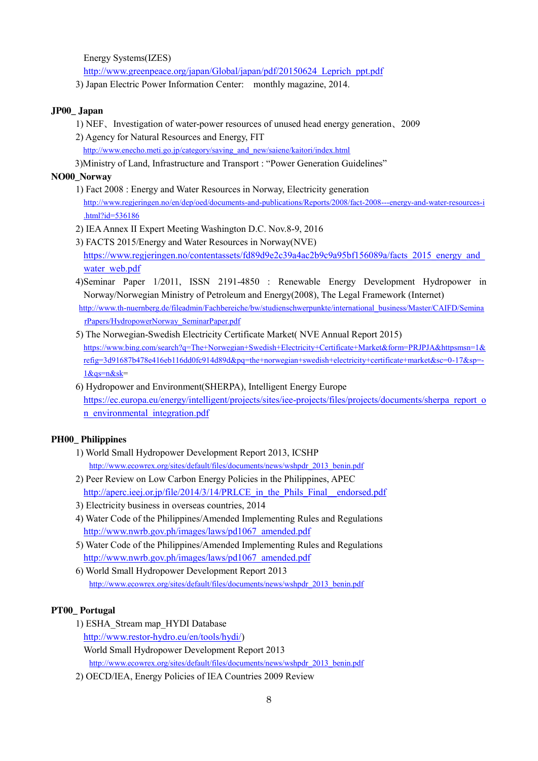Energy Systems(IZES)

http://www.greenpeace.org/japan/Global/japan/pdf/20150624_Leprich_ppt.pdf

3) Japan Electric Power Information Center: monthly magazine, 2014.

**JP00_ Japan**

1) NEF、Investigation of water-power resources of unused head energy generation、2009

2) Agency for Natural Resources and Energy, FIT

http://www.enecho.meti.go.jp/category/saving_and_new/saiene/kaitori/index.html

3)Ministry of Land, Infrastructure and Transport : "Power Generation Guidelines"

**NO00_Norway**

1) Fact 2008 : Energy and Water Resources in Norway, Electricity generation

http://www.regjeringen.no/en/dep/oed/documents-and-publications/Reports/2008/fact-2008---energy-and-water-resources-i.html?id=536186

2) IEA Annex II Expert Meeting Washington D.C. Nov.8-9, 2016

3) FACTS 2015/Energy and Water Resources in Norway(NVE)

https://www.regjeringen.no/contentassets/fd89d9e2c39a4ac2b9c9a95bf156089a/facts_2015_energy_and_water_web.pdf

4)Seminar Paper 1/2011, ISSN 2191-4850 : Renewable Energy Development Hydropower in Norway/Norwegian Ministry of Petroleum and Energy(2008), The Legal Framework (Internet)

http://www.th-nuernberg.de/fileadmin/Fachbereiche/bw/studienschwerpunkte/international_business/Master/CAIFD/SeminarPapers/HydropowerNorway_SeminarPaper.pdf

5) The Norwegian-Swedish Electricity Certificate Market( NVE Annual Report 2015)

https://www.bing.com/search?q=The+Norwegian+Swedish+Electricity+Certificate+Market&form=PRJPJA&httpsmsn=1&refig=3d91687b478e416eb116dd0fc914d89d&pq=the+norwegian+swedish+electricity+certificate+market&sc=0-17&sp=-1&qs=n&sk=

6) Hydropower and Environment(SHERPA), Intelligent Energy Europe

https://ec.europa.eu/energy/intelligent/projects/sites/iee-projects/files/projects/documents/sherpa_report_on_environmental_integration.pdf

**PH00_ Philippines**

1) World Small Hydropower Development Report 2013, ICSHP

http://www.ecowrex.org/sites/default/files/documents/news/wshpdr_2013_benin.pdf

2) Peer Review on Low Carbon Energy Policies in the Philippines, APEC

http://aperc.ieej.or.jp/file/2014/3/14/PRLCE_in_the_Phils_Final__endorsed.pdf

3) Electricity business in overseas countries, 2014

4) Water Code of the Philippines/Amended Implementing Rules and Regulations

http://www.nwrb.gov.ph/images/laws/pd1067_amended.pdf

5) Water Code of the Philippines/Amended Implementing Rules and Regulations

http://www.nwrb.gov.ph/images/laws/pd1067_amended.pdf

6) World Small Hydropower Development Report 2013

http://www.ecowrex.org/sites/default/files/documents/news/wshpdr_2013_benin.pdf

**PT00_ Portugal**

1) ESHA_Stream map_HYDI Database

http://www.restor-hydro.eu/en/tools/hydi/)

World Small Hydropower Development Report 2013

http://www.ecowrex.org/sites/default/files/documents/news/wshpdr_2013_benin.pdf

2) OECD/IEA, Energy Policies of IEA Countries 2009 Review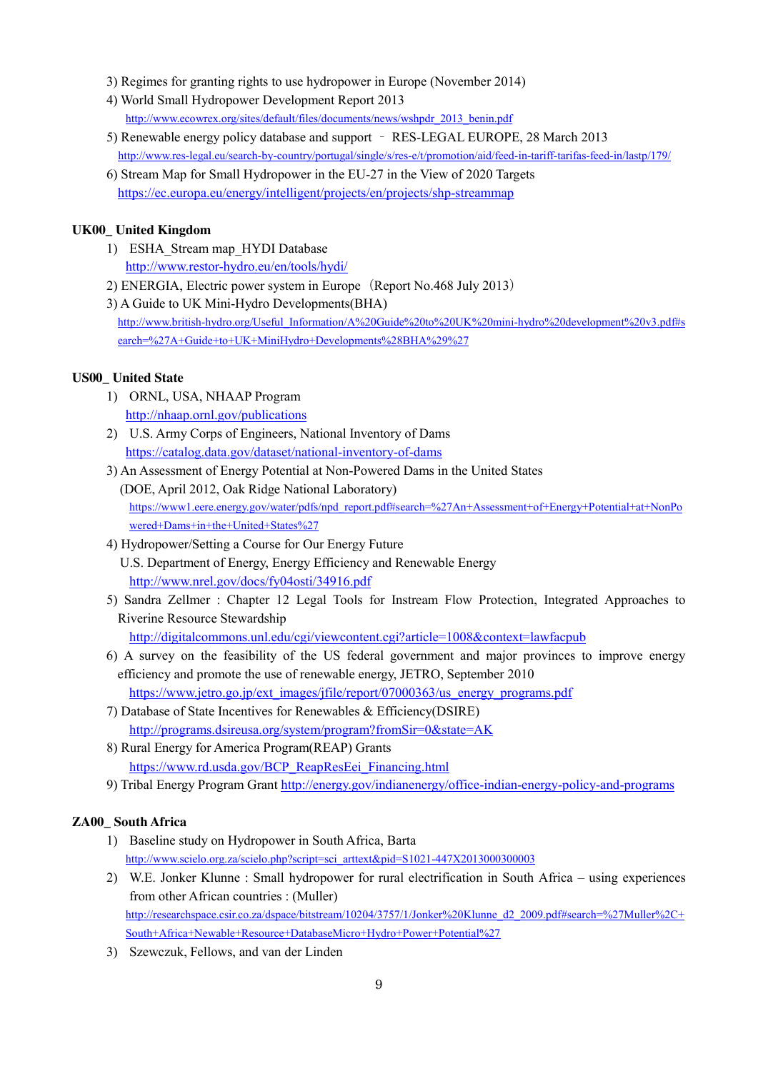3) Regimes for granting rights to use hydropower in Europe (November 2014)
4) World Small Hydropower Development Report 2013
   http://www.ecowrex.org/sites/default/files/documents/news/wshpdr_2013_benin.pdf
5) Renewable energy policy database and support – RES-LEGAL EUROPE, 28 March 2013
   http://www.res-legal.eu/search-by-country/portugal/single/s/res-e/t/promotion/aid/feed-in-tariff-tarifas-feed-in/lastp/179/
6) Stream Map for Small Hydropower in the EU-27 in the View of 2020 Targets
   https://ec.europa.eu/energy/intelligent/projects/en/projects/shp-streammap

**UK00_ United Kingdom**

1) ESHA_Stream map_HYDI Database
   http://www.restor-hydro.eu/en/tools/hydi/
2) ENERGIA, Electric power system in Europe（Report No.468 July 2013）
3) A Guide to UK Mini-Hydro Developments(BHA)
   http://www.british-hydro.org/Useful_Information/A%20Guide%20to%20UK%20mini-hydro%20development%20v3.pdf#search=%27A+Guide+to+UK+MiniHydro+Developments%28BHA%29%27

**US00_ United State**

1) ORNL, USA, NHAAP Program
   http://nhaap.ornl.gov/publications
2) U.S. Army Corps of Engineers, National Inventory of Dams
   https://catalog.data.gov/dataset/national-inventory-of-dams
3) An Assessment of Energy Potential at Non-Powered Dams in the United States
   (DOE, April 2012, Oak Ridge National Laboratory)
   https://www1.eere.energy.gov/water/pdfs/npd_report.pdf#search=%27An+Assessment+of+Energy+Potential+at+NonPowered+Dams+in+the+United+States%27
4) Hydropower/Setting a Course for Our Energy Future
   U.S. Department of Energy, Energy Efficiency and Renewable Energy
   http://www.nrel.gov/docs/fy04osti/34916.pdf
5) Sandra Zellmer : Chapter 12 Legal Tools for Instream Flow Protection, Integrated Approaches to Riverine Resource Stewardship
   http://digitalcommons.unl.edu/cgi/viewcontent.cgi?article=1008&context=lawfacpub
6) A survey on the feasibility of the US federal government and major provinces to improve energy efficiency and promote the use of renewable energy, JETRO, September 2010
   https://www.jetro.go.jp/ext_images/jfile/report/07000363/us_energy_programs.pdf
7) Database of State Incentives for Renewables & Efficiency(DSIRE)
   http://programs.dsireusa.org/system/program?fromSir=0&state=AK
8) Rural Energy for America Program(REAP) Grants
   https://www.rd.usda.gov/BCP_ReapResEei_Financing.html
9) Tribal Energy Program Grant http://energy.gov/indianenergy/office-indian-energy-policy-and-programs

**ZA00_ South Africa**

1) Baseline study on Hydropower in South Africa, Barta
   http://www.scielo.org.za/scielo.php?script=sci_arttext&pid=S1021-447X2013000300003
2) W.E. Jonker Klunne : Small hydropower for rural electrification in South Africa – using experiences from other African countries : (Muller)
   http://researchspace.csir.co.za/dspace/bitstream/10204/3757/1/Jonker%20Klunne_d2_2009.pdf#search=%27Muller%2C+South+Africa+Newable+Resource+DatabaseMicro+Hydro+Power+Potential%27
3) Szewczuk, Fellows, and van der Linden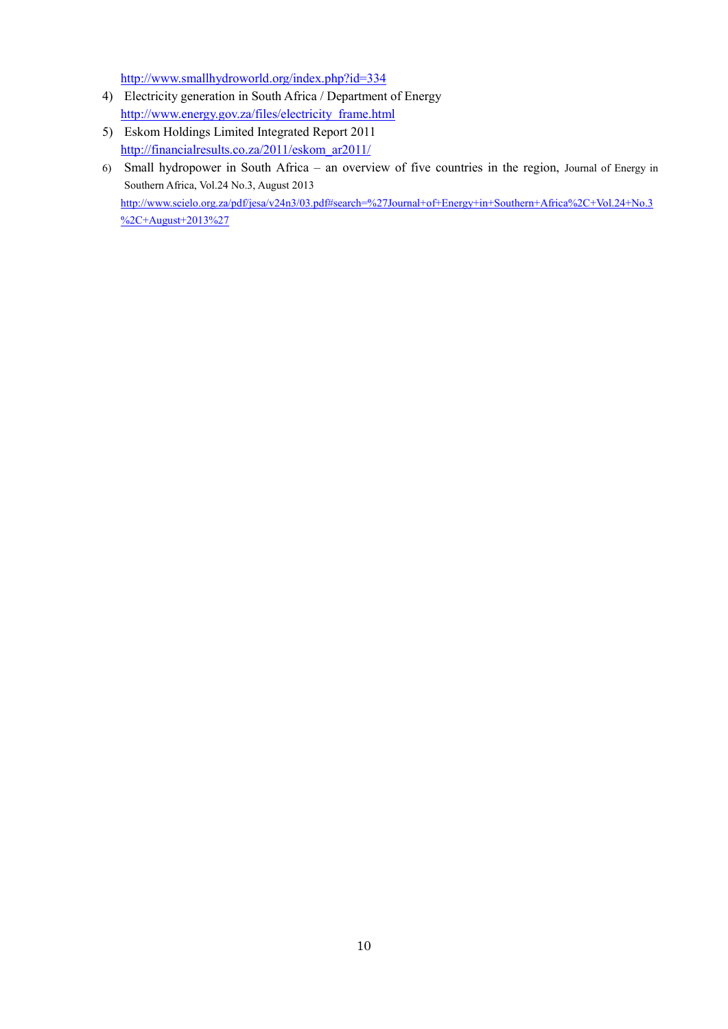http://www.smallhydroworld.org/index.php?id=334

4) Electricity generation in South Africa / Department of Energy
   http://www.energy.gov.za/files/electricity_frame.html
5) Eskom Holdings Limited Integrated Report 2011
   http://financialresults.co.za/2011/eskom_ar2011/
6) Small hydropower in South Africa – an overview of five countries in the region, Journal of Energy in Southern Africa, Vol.24 No.3, August 2013
   http://www.scielo.org.za/pdf/jesa/v24n3/03.pdf#search=%27Journal+of+Energy+in+Southern+Africa%2C+Vol.24+No.3%2C+August+2013%27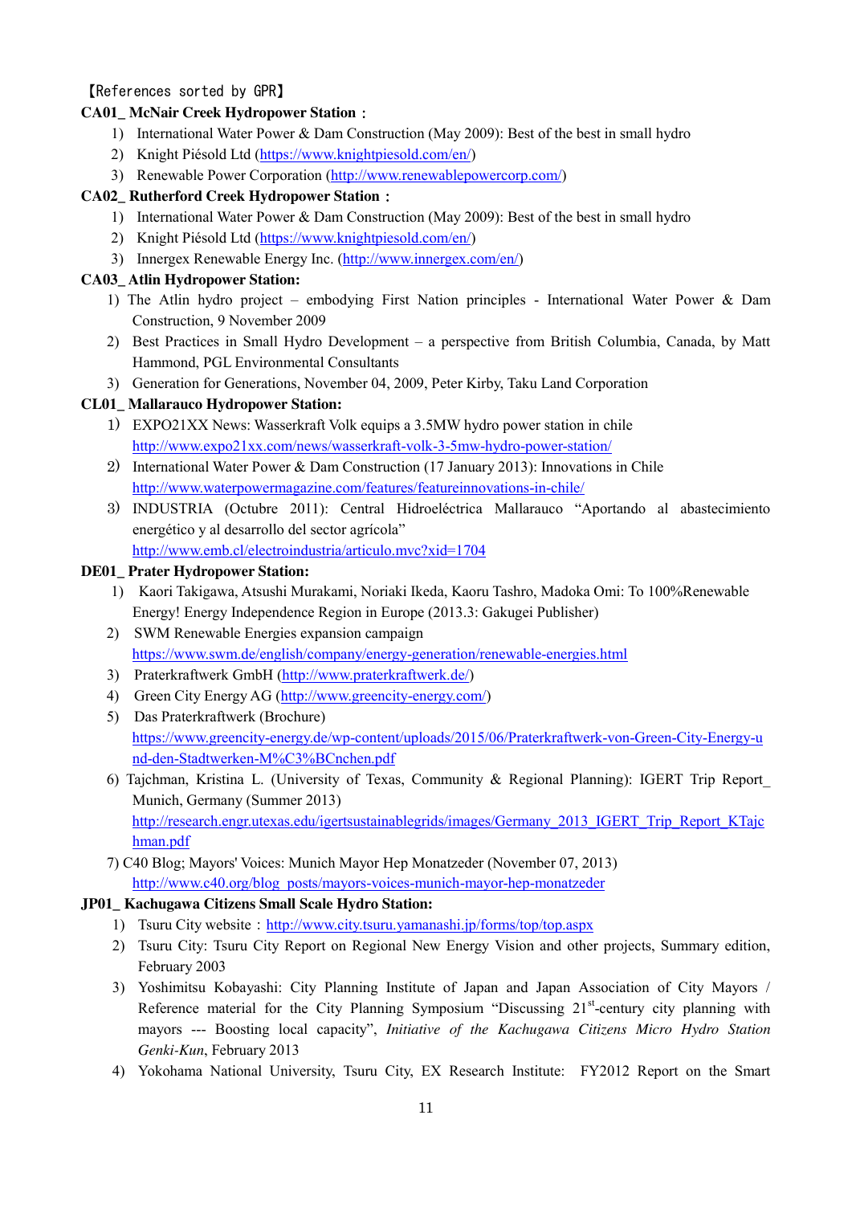【References sorted by GPR】

**CA01_ McNair Creek Hydropower Station：**

1) International Water Power & Dam Construction (May 2009): Best of the best in small hydro
2) Knight Piésold Ltd (https://www.knightpiesold.com/en/)
3) Renewable Power Corporation (http://www.renewablepowercorp.com/)

**CA02_ Rutherford Creek Hydropower Station：**

1) International Water Power & Dam Construction (May 2009): Best of the best in small hydro
2) Knight Piésold Ltd (https://www.knightpiesold.com/en/)
3) Innergex Renewable Energy Inc. (http://www.innergex.com/en/)

**CA03_ Atlin Hydropower Station:**

1) The Atlin hydro project – embodying First Nation principles - International Water Power & Dam Construction, 9 November 2009
2) Best Practices in Small Hydro Development – a perspective from British Columbia, Canada, by Matt Hammond, PGL Environmental Consultants
3) Generation for Generations, November 04, 2009, Peter Kirby, Taku Land Corporation

**CL01_ Mallarauco Hydropower Station:**

1) EXPO21XX News: Wasserkraft Volk equips a 3.5MW hydro power station in chile
http://www.expo21xx.com/news/wasserkraft-volk-3-5mw-hydro-power-station/
2) International Water Power & Dam Construction (17 January 2013): Innovations in Chile
http://www.waterpowermagazine.com/features/featureinnovations-in-chile/
3) INDUSTRIA (Octubre 2011): Central Hidroeléctrica Mallarauco "Aportando al abastecimiento energético y al desarrollo del sector agrícola"
http://www.emb.cl/electroindustria/articulo.mvc?xid=1704

**DE01_ Prater Hydropower Station:**

1) Kaori Takigawa, Atsushi Murakami, Noriaki Ikeda, Kaoru Tashro, Madoka Omi: To 100%Renewable Energy! Energy Independence Region in Europe (2013.3: Gakugei Publisher)
2) SWM Renewable Energies expansion campaign
https://www.swm.de/english/company/energy-generation/renewable-energies.html
3) Praterkraftwerk GmbH (http://www.praterkraftwerk.de/)
4) Green City Energy AG (http://www.greencity-energy.com/)
5) Das Praterkraftwerk (Brochure)
https://www.greencity-energy.de/wp-content/uploads/2015/06/Praterkraftwerk-von-Green-City-Energy-und-den-Stadtwerken-M%C3%BCnchen.pdf
6) Tajchman, Kristina L. (University of Texas, Community & Regional Planning): IGERT Trip Report_ Munich, Germany (Summer 2013)
http://research.engr.utexas.edu/igertsustainablegrids/images/Germany_2013_IGERT_Trip_Report_KTajchman.pdf
7) C40 Blog; Mayors' Voices: Munich Mayor Hep Monatzeder (November 07, 2013)
http://www.c40.org/blog_posts/mayors-voices-munich-mayor-hep-monatzeder

**JP01_ Kachugawa Citizens Small Scale Hydro Station:**

1) Tsuru City website：http://www.city.tsuru.yamanashi.jp/forms/top/top.aspx
2) Tsuru City: Tsuru City Report on Regional New Energy Vision and other projects, Summary edition, February 2003
3) Yoshimitsu Kobayashi: City Planning Institute of Japan and Japan Association of City Mayors / Reference material for the City Planning Symposium "Discussing 21st-century city planning with mayors --- Boosting local capacity", *Initiative of the Kachugawa Citizens Micro Hydro Station Genki-Kun*, February 2013
4) Yokohama National University, Tsuru City, EX Research Institute: FY2012 Report on the Smart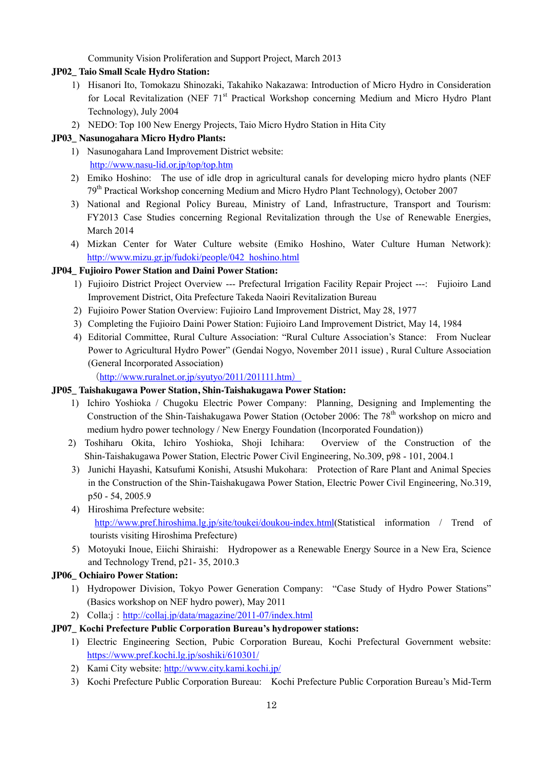Community Vision Proliferation and Support Project, March 2013

**JP02_ Taio Small Scale Hydro Station:**

1) Hisanori Ito, Tomokazu Shinozaki, Takahiko Nakazawa: Introduction of Micro Hydro in Consideration for Local Revitalization (NEF 71st Practical Workshop concerning Medium and Micro Hydro Plant Technology), July 2004
2) NEDO: Top 100 New Energy Projects, Taio Micro Hydro Station in Hita City

**JP03_ Nasunogahara Micro Hydro Plants:**

1) Nasunogahara Land Improvement District website: http://www.nasu-lid.or.jp/top/top.htm
2) Emiko Hoshino: The use of idle drop in agricultural canals for developing micro hydro plants (NEF 79th Practical Workshop concerning Medium and Micro Hydro Plant Technology), October 2007
3) National and Regional Policy Bureau, Ministry of Land, Infrastructure, Transport and Tourism: FY2013 Case Studies concerning Regional Revitalization through the Use of Renewable Energies, March 2014
4) Mizkan Center for Water Culture website (Emiko Hoshino, Water Culture Human Network): http://www.mizu.gr.jp/fudoki/people/042_hoshino.html

**JP04_ Fujioiro Power Station and Daini Power Station:**

1) Fujioiro District Project Overview --- Prefectural Irrigation Facility Repair Project ---: Fujioiro Land Improvement District, Oita Prefecture Takeda Naoiri Revitalization Bureau
2) Fujioiro Power Station Overview: Fujioiro Land Improvement District, May 28, 1977
3) Completing the Fujioiro Daini Power Station: Fujioiro Land Improvement District, May 14, 1984
4) Editorial Committee, Rural Culture Association: "Rural Culture Association's Stance: From Nuclear Power to Agricultural Hydro Power" (Gendai Nogyo, November 2011 issue) , Rural Culture Association (General Incorporated Association)
（http://www.ruralnet.or.jp/syutyo/2011/201111.htm）

**JP05_ Taishakugawa Power Station, Shin-Taishakugawa Power Station:**

1) Ichiro Yoshioka / Chugoku Electric Power Company: Planning, Designing and Implementing the Construction of the Shin-Taishakugawa Power Station (October 2006: The 78th workshop on micro and medium hydro power technology / New Energy Foundation (Incorporated Foundation))
2) Toshiharu Okita, Ichiro Yoshioka, Shoji Ichihara: Overview of the Construction of the Shin-Taishakugawa Power Station, Electric Power Civil Engineering, No.309, p98 - 101, 2004.1
3) Junichi Hayashi, Katsufumi Konishi, Atsushi Mukohara: Protection of Rare Plant and Animal Species in the Construction of the Shin-Taishakugawa Power Station, Electric Power Civil Engineering, No.319, p50 - 54, 2005.9
4) Hiroshima Prefecture website: http://www.pref.hiroshima.lg.jp/site/toukei/doukou-index.html(Statistical information / Trend of tourists visiting Hiroshima Prefecture)
5) Motoyuki Inoue, Eiichi Shiraishi: Hydropower as a Renewable Energy Source in a New Era, Science and Technology Trend, p21- 35, 2010.3

**JP06_ Ochiairo Power Station:**

1) Hydropower Division, Tokyo Power Generation Company: "Case Study of Hydro Power Stations" (Basics workshop on NEF hydro power), May 2011
2) Colla:j：http://collaj.jp/data/magazine/2011-07/index.html

**JP07_ Kochi Prefecture Public Corporation Bureau's hydropower stations:**

1) Electric Engineering Section, Pubic Corporation Bureau, Kochi Prefectural Government website: https://www.pref.kochi.lg.jp/soshiki/610301/
2) Kami City website: http://www.city.kami.kochi.jp/
3) Kochi Prefecture Public Corporation Bureau: Kochi Prefecture Public Corporation Bureau's Mid-Term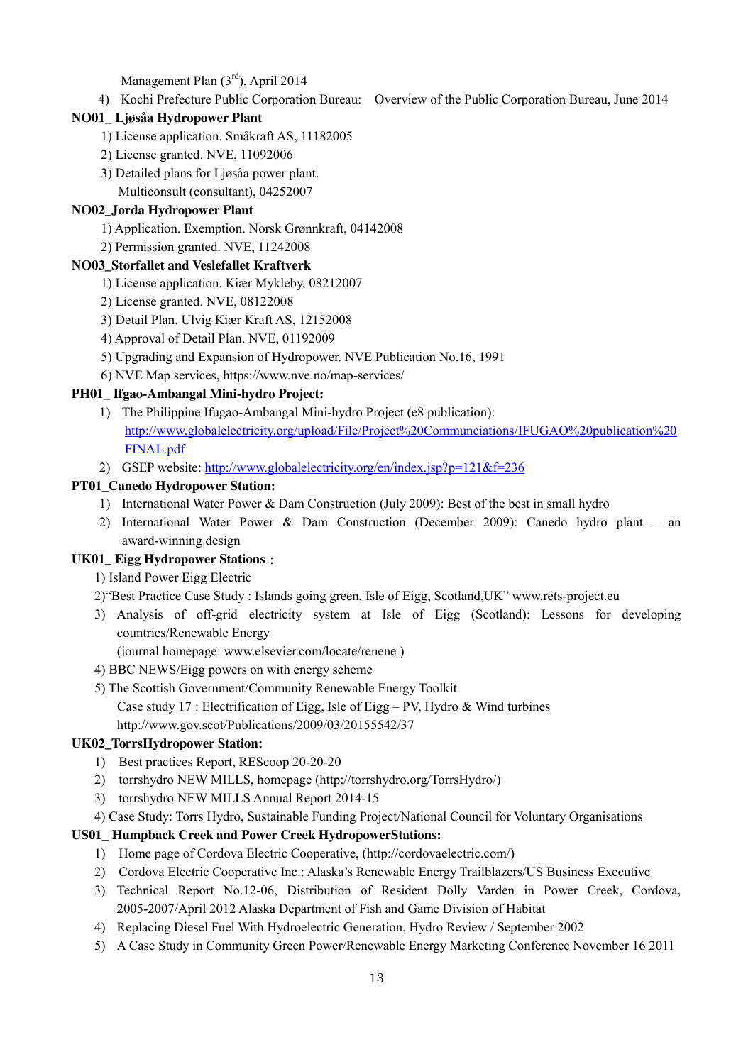Management Plan (3rd), April 2014

4) Kochi Prefecture Public Corporation Bureau: Overview of the Public Corporation Bureau, June 2014

**NO01_ Ljøsåa Hydropower Plant**

1) License application. Småkraft AS, 11182005
2) License granted. NVE, 11092006
3) Detailed plans for Ljøsåa power plant.
   Multiconsult (consultant), 04252007

**NO02_Jorda Hydropower Plant**

1) Application. Exemption. Norsk Grønnkraft, 04142008
2) Permission granted. NVE, 11242008

**NO03_Storfallet and Veslefallet Kraftverk**

1) License application. Kiær Mykleby, 08212007
2) License granted. NVE, 08122008
3) Detail Plan. Ulvig Kiær Kraft AS, 12152008
4) Approval of Detail Plan. NVE, 01192009
5) Upgrading and Expansion of Hydropower. NVE Publication No.16, 1991
6) NVE Map services, https://www.nve.no/map-services/

**PH01_ Ifgao-Ambangal Mini-hydro Project:**

1) The Philippine Ifugao-Ambangal Mini-hydro Project (e8 publication):
   http://www.globalelectricity.org/upload/File/Project%20Communciations/IFUGAO%20publication%20FINAL.pdf
2) GSEP website: http://www.globalelectricity.org/en/index.jsp?p=121&f=236

**PT01_Canedo Hydropower Station:**

1) International Water Power & Dam Construction (July 2009): Best of the best in small hydro
2) International Water Power & Dam Construction (December 2009): Canedo hydro plant – an award-winning design

**UK01_ Eigg Hydropower Stations：**

1) Island Power Eigg Electric
2) "Best Practice Case Study : Islands going green, Isle of Eigg, Scotland,UK" www.rets-project.eu
3) Analysis of off-grid electricity system at Isle of Eigg (Scotland): Lessons for developing countries/Renewable Energy
   (journal homepage: www.elsevier.com/locate/renene )
4) BBC NEWS/Eigg powers on with energy scheme
5) The Scottish Government/Community Renewable Energy Toolkit
   Case study 17 : Electrification of Eigg, Isle of Eigg – PV, Hydro & Wind turbines
   http://www.gov.scot/Publications/2009/03/20155542/37

**UK02_TorrsHydropower Station:**

1) Best practices Report, REScoop 20-20-20
2) torrshydro NEW MILLS, homepage (http://torrshydro.org/TorrsHydro/)
3) torrshydro NEW MILLS Annual Report 2014-15
4) Case Study: Torrs Hydro, Sustainable Funding Project/National Council for Voluntary Organisations

**US01_ Humpback Creek and Power Creek HydropowerStations:**

1) Home page of Cordova Electric Cooperative, (http://cordovaelectric.com/)
2) Cordova Electric Cooperative Inc.: Alaska's Renewable Energy Trailblazers/US Business Executive
3) Technical Report No.12-06, Distribution of Resident Dolly Varden in Power Creek, Cordova, 2005-2007/April 2012 Alaska Department of Fish and Game Division of Habitat
4) Replacing Diesel Fuel With Hydroelectric Generation, Hydro Review / September 2002
5) A Case Study in Community Green Power/Renewable Energy Marketing Conference November 16 2011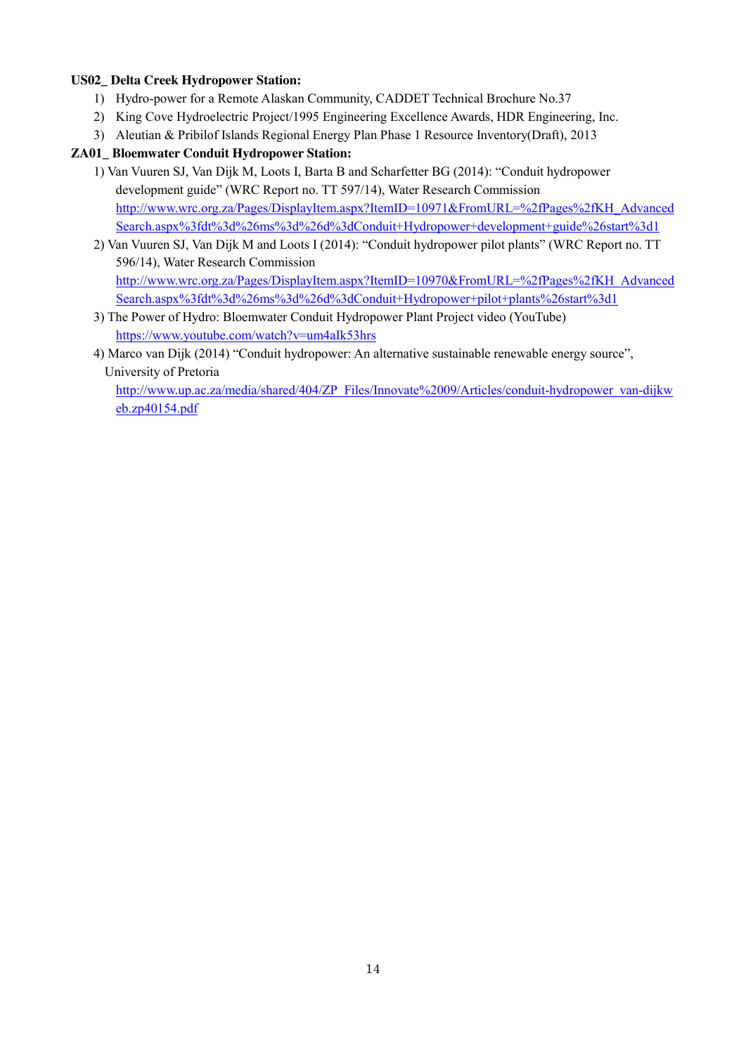**US02_ Delta Creek Hydropower Station:**

1) Hydro-power for a Remote Alaskan Community, CADDET Technical Brochure No.37
2) King Cove Hydroelectric Project/1995 Engineering Excellence Awards, HDR Engineering, Inc.
3) Aleutian & Pribilof Islands Regional Energy Plan Phase 1 Resource Inventory(Draft), 2013

**ZA01_ Bloemwater Conduit Hydropower Station:**

1) Van Vuuren SJ, Van Dijk M, Loots I, Barta B and Scharfetter BG (2014): "Conduit hydropower development guide" (WRC Report no. TT 597/14), Water Research Commission
   http://www.wrc.org.za/Pages/DisplayItem.aspx?ItemID=10971&FromURL=%2fPages%2fKH_AdvancedSearch.aspx%3fdt%3d%26ms%3d%26d%3dConduit+Hydropower+development+guide%26start%3d1
2) Van Vuuren SJ, Van Dijk M and Loots I (2014): "Conduit hydropower pilot plants" (WRC Report no. TT 596/14), Water Research Commission
   http://www.wrc.org.za/Pages/DisplayItem.aspx?ItemID=10970&FromURL=%2fPages%2fKH_AdvancedSearch.aspx%3fdt%3d%26ms%3d%26d%3dConduit+Hydropower+pilot+plants%26start%3d1
3) The Power of Hydro: Bloemwater Conduit Hydropower Plant Project video (YouTube)
   https://www.youtube.com/watch?v=um4aIk53hrs
4) Marco van Dijk (2014) "Conduit hydropower: An alternative sustainable renewable energy source", University of Pretoria
   http://www.up.ac.za/media/shared/404/ZP_Files/Innovate%2009/Articles/conduit-hydropower_van-dijkweb.zp40154.pdf